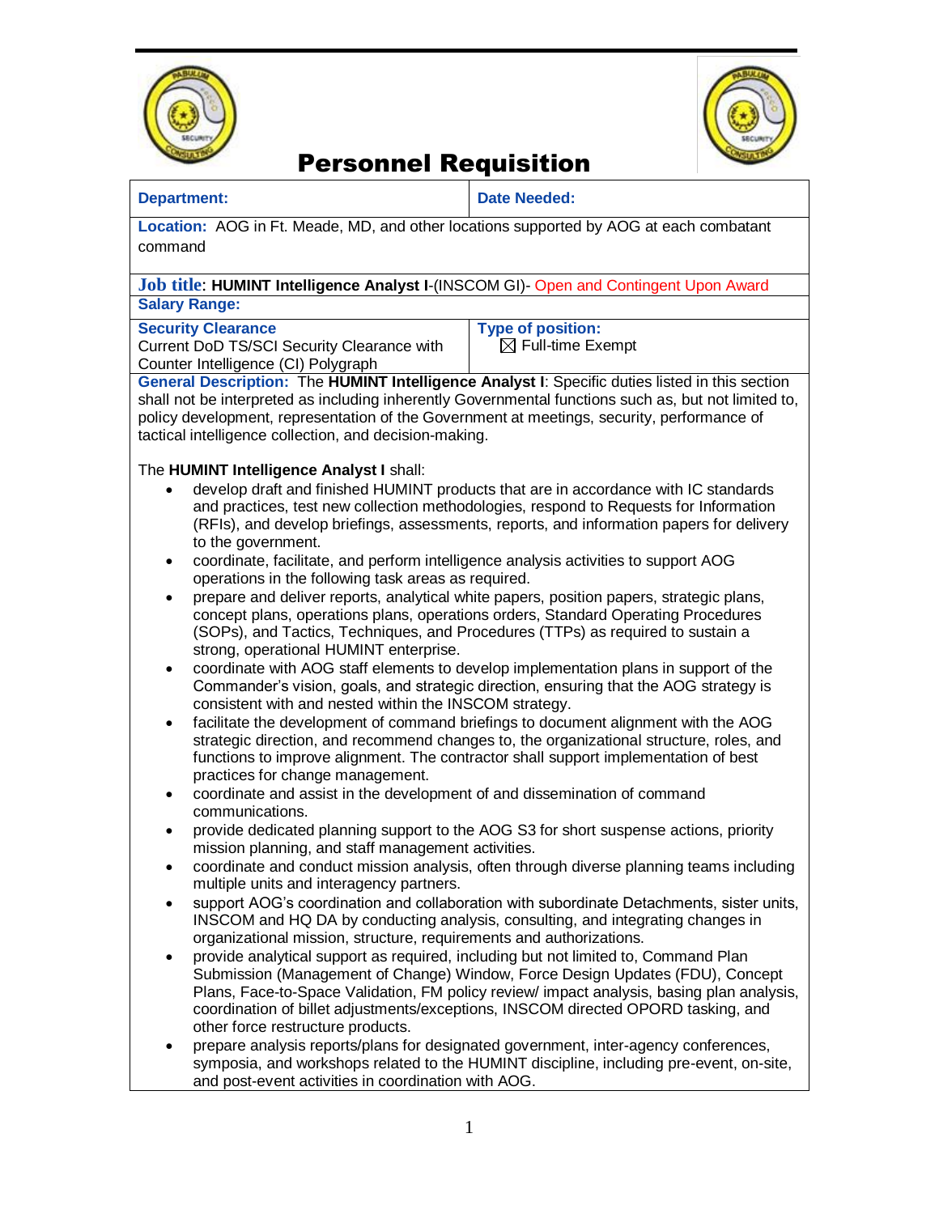# Personnel Requisition

| **Department:** | **Date Needed:** |
|---|---|
| **Location:** AOG in Ft. Meade, MD, and other locations supported by AOG at each combatant command | |
| **Job title**: **HUMINT Intelligence Analyst I**-(INSCOM GI)- Open and Contingent Upon Award | |
| **Salary Range:** | |
| **Security Clearance**<br>Current DoD TS/SCI Security Clearance with Counter Intelligence (CI) Polygraph | **Type of position:**<br>☒ Full-time Exempt |

**General Description:** The **HUMINT Intelligence Analyst I**: Specific duties listed in this section shall not be interpreted as including inherently Governmental functions such as, but not limited to, policy development, representation of the Government at meetings, security, performance of tactical intelligence collection, and decision-making.

The **HUMINT Intelligence Analyst I** shall:

- develop draft and finished HUMINT products that are in accordance with IC standards and practices, test new collection methodologies, respond to Requests for Information (RFIs), and develop briefings, assessments, reports, and information papers for delivery to the government.
- coordinate, facilitate, and perform intelligence analysis activities to support AOG operations in the following task areas as required.
- prepare and deliver reports, analytical white papers, position papers, strategic plans, concept plans, operations plans, operations orders, Standard Operating Procedures (SOPs), and Tactics, Techniques, and Procedures (TTPs) as required to sustain a strong, operational HUMINT enterprise.
- coordinate with AOG staff elements to develop implementation plans in support of the Commander's vision, goals, and strategic direction, ensuring that the AOG strategy is consistent with and nested within the INSCOM strategy.
- facilitate the development of command briefings to document alignment with the AOG strategic direction, and recommend changes to, the organizational structure, roles, and functions to improve alignment. The contractor shall support implementation of best practices for change management.
- coordinate and assist in the development of and dissemination of command communications.
- provide dedicated planning support to the AOG S3 for short suspense actions, priority mission planning, and staff management activities.
- coordinate and conduct mission analysis, often through diverse planning teams including multiple units and interagency partners.
- support AOG's coordination and collaboration with subordinate Detachments, sister units, INSCOM and HQ DA by conducting analysis, consulting, and integrating changes in organizational mission, structure, requirements and authorizations.
- provide analytical support as required, including but not limited to, Command Plan Submission (Management of Change) Window, Force Design Updates (FDU), Concept Plans, Face-to-Space Validation, FM policy review/ impact analysis, basing plan analysis, coordination of billet adjustments/exceptions, INSCOM directed OPORD tasking, and other force restructure products.
- prepare analysis reports/plans for designated government, inter-agency conferences, symposia, and workshops related to the HUMINT discipline, including pre-event, on-site, and post-event activities in coordination with AOG.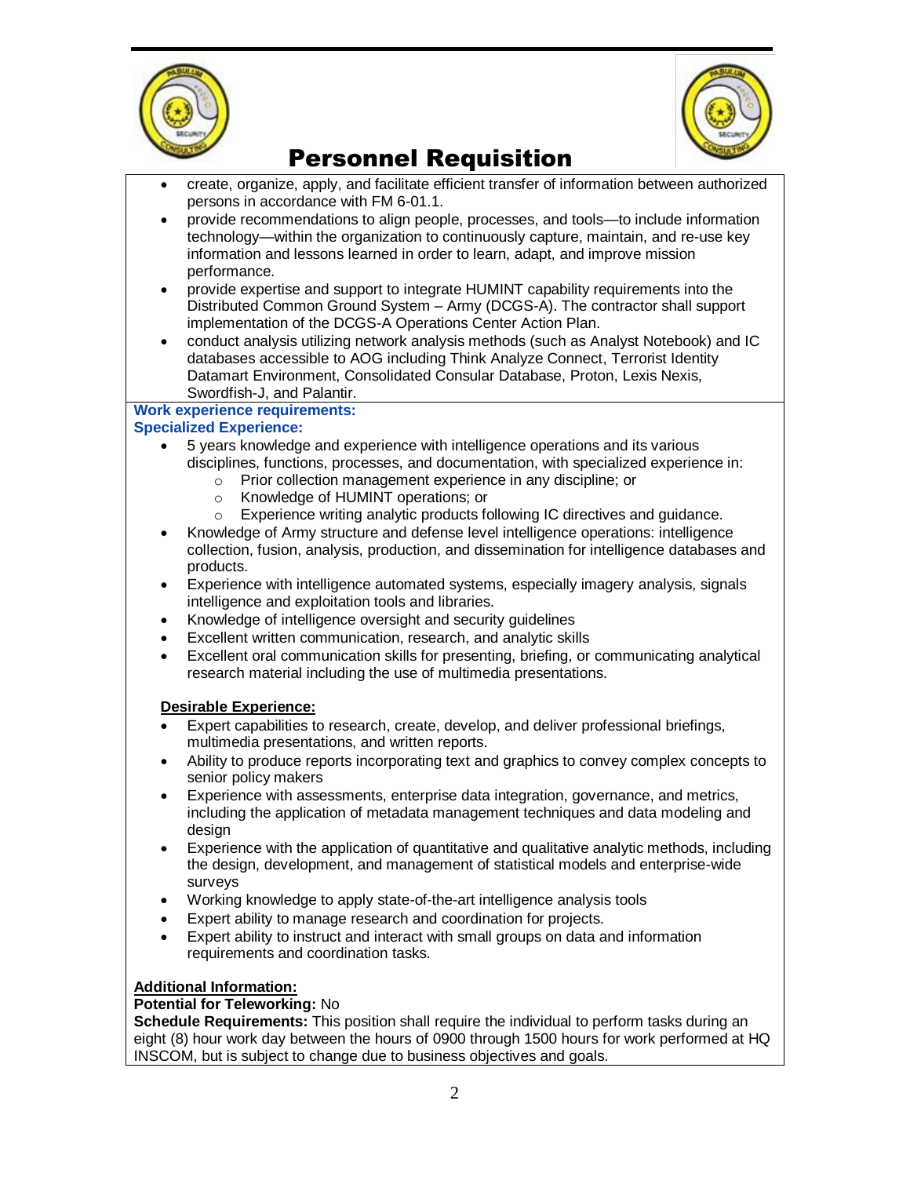# Personnel Requisition

- create, organize, apply, and facilitate efficient transfer of information between authorized persons in accordance with FM 6-01.1.
- provide recommendations to align people, processes, and tools—to include information technology—within the organization to continuously capture, maintain, and re-use key information and lessons learned in order to learn, adapt, and improve mission performance.
- provide expertise and support to integrate HUMINT capability requirements into the Distributed Common Ground System – Army (DCGS-A). The contractor shall support implementation of the DCGS-A Operations Center Action Plan.
- conduct analysis utilizing network analysis methods (such as Analyst Notebook) and IC databases accessible to AOG including Think Analyze Connect, Terrorist Identity Datamart Environment, Consolidated Consular Database, Proton, Lexis Nexis, Swordfish-J, and Palantir.

**Work experience requirements:**

**Specialized Experience:**

- 5 years knowledge and experience with intelligence operations and its various disciplines, functions, processes, and documentation, with specialized experience in:
  - Prior collection management experience in any discipline; or
  - Knowledge of HUMINT operations; or
  - Experience writing analytic products following IC directives and guidance.
- Knowledge of Army structure and defense level intelligence operations: intelligence collection, fusion, analysis, production, and dissemination for intelligence databases and products.
- Experience with intelligence automated systems, especially imagery analysis, signals intelligence and exploitation tools and libraries.
- Knowledge of intelligence oversight and security guidelines
- Excellent written communication, research, and analytic skills
- Excellent oral communication skills for presenting, briefing, or communicating analytical research material including the use of multimedia presentations.

**Desirable Experience:**

- Expert capabilities to research, create, develop, and deliver professional briefings, multimedia presentations, and written reports.
- Ability to produce reports incorporating text and graphics to convey complex concepts to senior policy makers
- Experience with assessments, enterprise data integration, governance, and metrics, including the application of metadata management techniques and data modeling and design
- Experience with the application of quantitative and qualitative analytic methods, including the design, development, and management of statistical models and enterprise-wide surveys
- Working knowledge to apply state-of-the-art intelligence analysis tools
- Expert ability to manage research and coordination for projects.
- Expert ability to instruct and interact with small groups on data and information requirements and coordination tasks.

**Additional Information:**

**Potential for Teleworking:** No

**Schedule Requirements:** This position shall require the individual to perform tasks during an eight (8) hour work day between the hours of 0900 through 1500 hours for work performed at HQ INSCOM, but is subject to change due to business objectives and goals.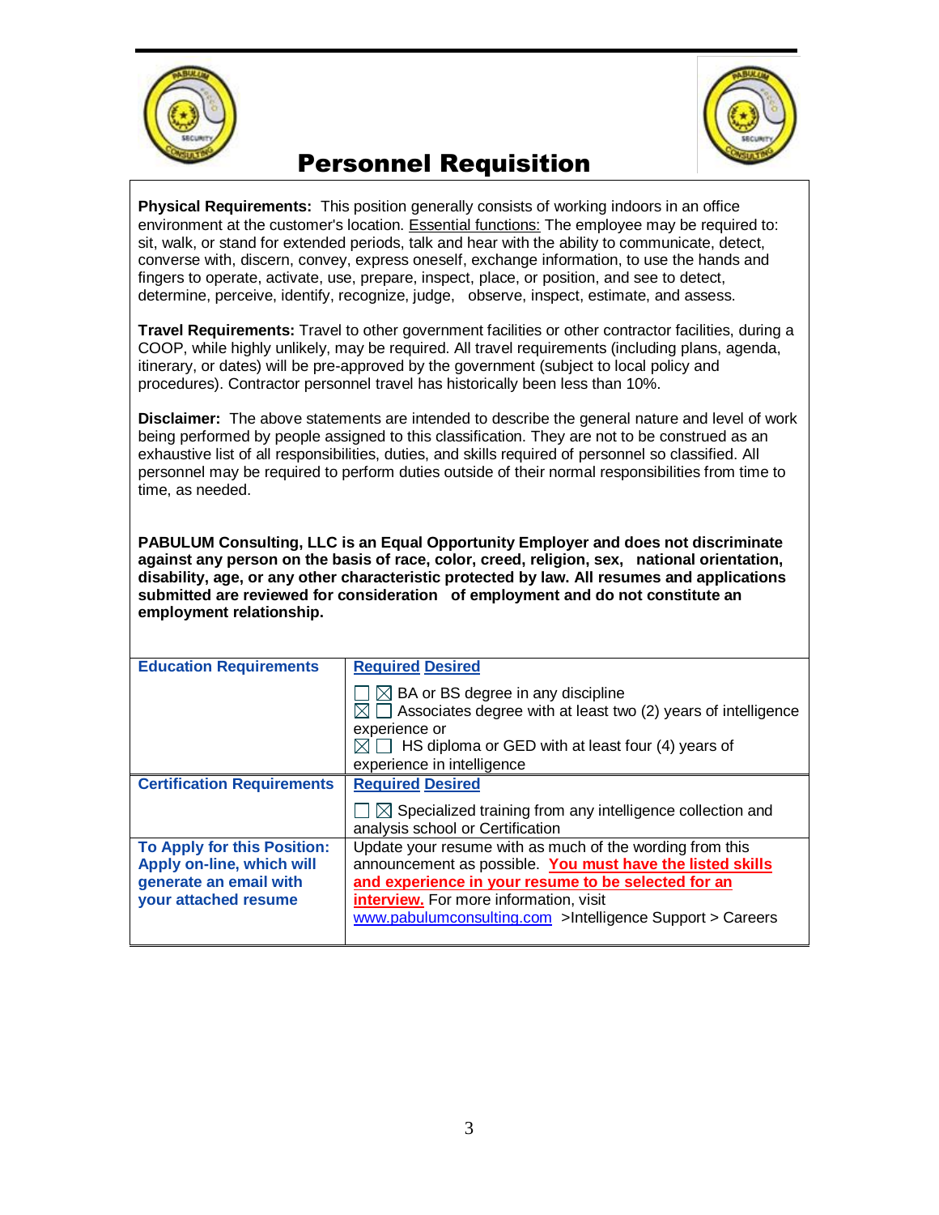# Personnel Requisition

**Physical Requirements:** This position generally consists of working indoors in an office environment at the customer's location. Essential functions: The employee may be required to: sit, walk, or stand for extended periods, talk and hear with the ability to communicate, detect, converse with, discern, convey, express oneself, exchange information, to use the hands and fingers to operate, activate, use, prepare, inspect, place, or position, and see to detect, determine, perceive, identify, recognize, judge, observe, inspect, estimate, and assess.

**Travel Requirements:** Travel to other government facilities or other contractor facilities, during a COOP, while highly unlikely, may be required. All travel requirements (including plans, agenda, itinerary, or dates) will be pre-approved by the government (subject to local policy and procedures). Contractor personnel travel has historically been less than 10%.

**Disclaimer:** The above statements are intended to describe the general nature and level of work being performed by people assigned to this classification. They are not to be construed as an exhaustive list of all responsibilities, duties, and skills required of personnel so classified. All personnel may be required to perform duties outside of their normal responsibilities from time to time, as needed.

**PABULUM Consulting, LLC is an Equal Opportunity Employer and does not discriminate against any person on the basis of race, color, creed, religion, sex, national orientation, disability, age, or any other characteristic protected by law. All resumes and applications submitted are reviewed for consideration of employment and do not constitute an employment relationship.**

| | |
|---|---|
| **Education Requirements** | **Required Desired**<br>☐ ☒ BA or BS degree in any discipline<br>☒ ☐ Associates degree with at least two (2) years of intelligence experience or<br>☒ ☐ HS diploma or GED with at least four (4) years of experience in intelligence |
| **Certification Requirements** | **Required Desired**<br>☐ ☒ Specialized training from any intelligence collection and analysis school or Certification |
| **To Apply for this Position: Apply on-line, which will generate an email with your attached resume** | Update your resume with as much of the wording from this announcement as possible. **You must have the listed skills and experience in your resume to be selected for an interview.** For more information, visit www.pabulumconsulting.com >Intelligence Support > Careers |